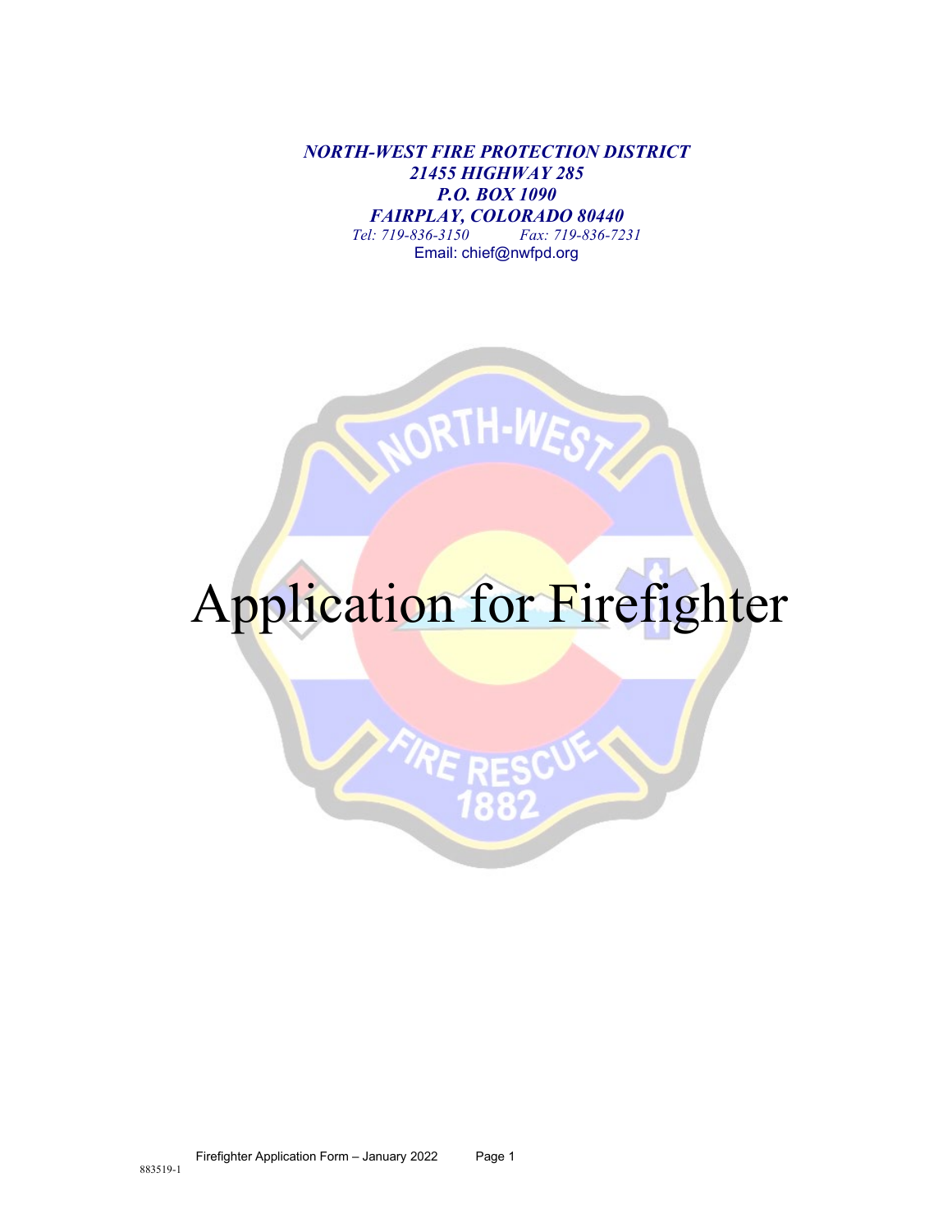***NORTH-WEST FIRE PROTECTION DISTRICT***
***21455 HIGHWAY 285***
***P.O. BOX 1090***
***FAIRPLAY, COLORADO 80440***
*Tel: 719-836-3150 Fax: 719-836-7231*
Email: chief@nwfpd.org

# Application for Firefighter

883519-1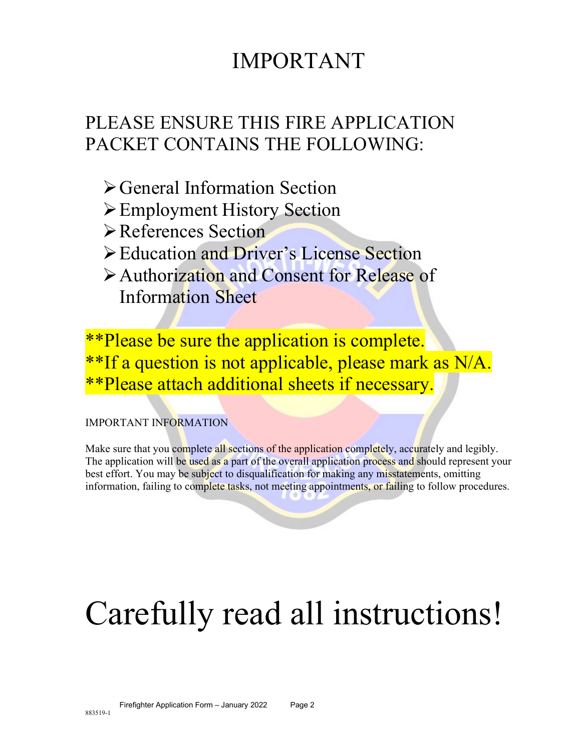# IMPORTANT

## PLEASE ENSURE THIS FIRE APPLICATION PACKET CONTAINS THE FOLLOWING:

- General Information Section
- Employment History Section
- References Section
- Education and Driver's License Section
- Authorization and Consent for Release of Information Sheet

**Please be sure the application is complete.
**If a question is not applicable, please mark as N/A.
**Please attach additional sheets if necessary.

IMPORTANT INFORMATION

Make sure that you complete all sections of the application completely, accurately and legibly. The application will be used as a part of the overall application process and should represent your best effort. You may be subject to disqualification for making any misstatements, omitting information, failing to complete tasks, not meeting appointments, or failing to follow procedures.

# Carefully read all instructions!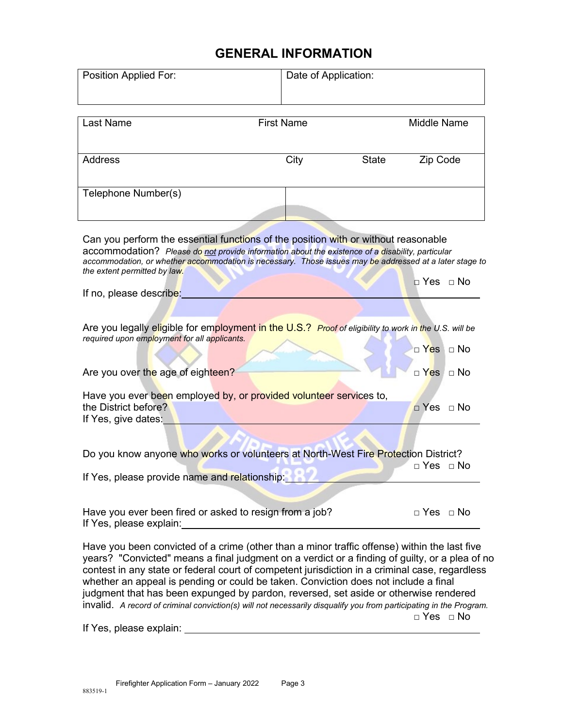# GENERAL INFORMATION

| Position Applied For: | Date of Application: |
|---|---|
| | |

| Last Name | First Name | | Middle Name |
|---|---|---|---|
| | | | |
| Address | City | State | Zip Code |
| | | | |
| Telephone Number(s) | | | |

Can you perform the essential functions of the position with or without reasonable accommodation? *Please do not provide information about the existence of a disability, particular accommodation, or whether accommodation is necessary. Those issues may be addressed at a later stage to the extent permitted by law.*

□ Yes □ No

If no, please describe: ______________________________

Are you legally eligible for employment in the U.S.? *Proof of eligibility to work in the U.S. will be required upon employment for all applicants.*

□ Yes □ No

Are you over the age of eighteen? □ Yes □ No

Have you ever been employed by, or provided volunteer services to, the District before? □ Yes □ No

If Yes, give dates: ______________________________

Do you know anyone who works or volunteers at North-West Fire Protection District?

□ Yes □ No

If Yes, please provide name and relationship: ______________________________

Have you ever been fired or asked to resign from a job? □ Yes □ No

If Yes, please explain: ______________________________

Have you been convicted of a crime (other than a minor traffic offense) within the last five years? "Convicted" means a final judgment on a verdict or a finding of guilty, or a plea of no contest in any state or federal court of competent jurisdiction in a criminal case, regardless whether an appeal is pending or could be taken. Conviction does not include a final judgment that has been expunged by pardon, reversed, set aside or otherwise rendered invalid. *A record of criminal conviction(s) will not necessarily disqualify you from participating in the Program.*

□ Yes □ No

If Yes, please explain: ______________________________

Firefighter Application Form – January 2022

883519-1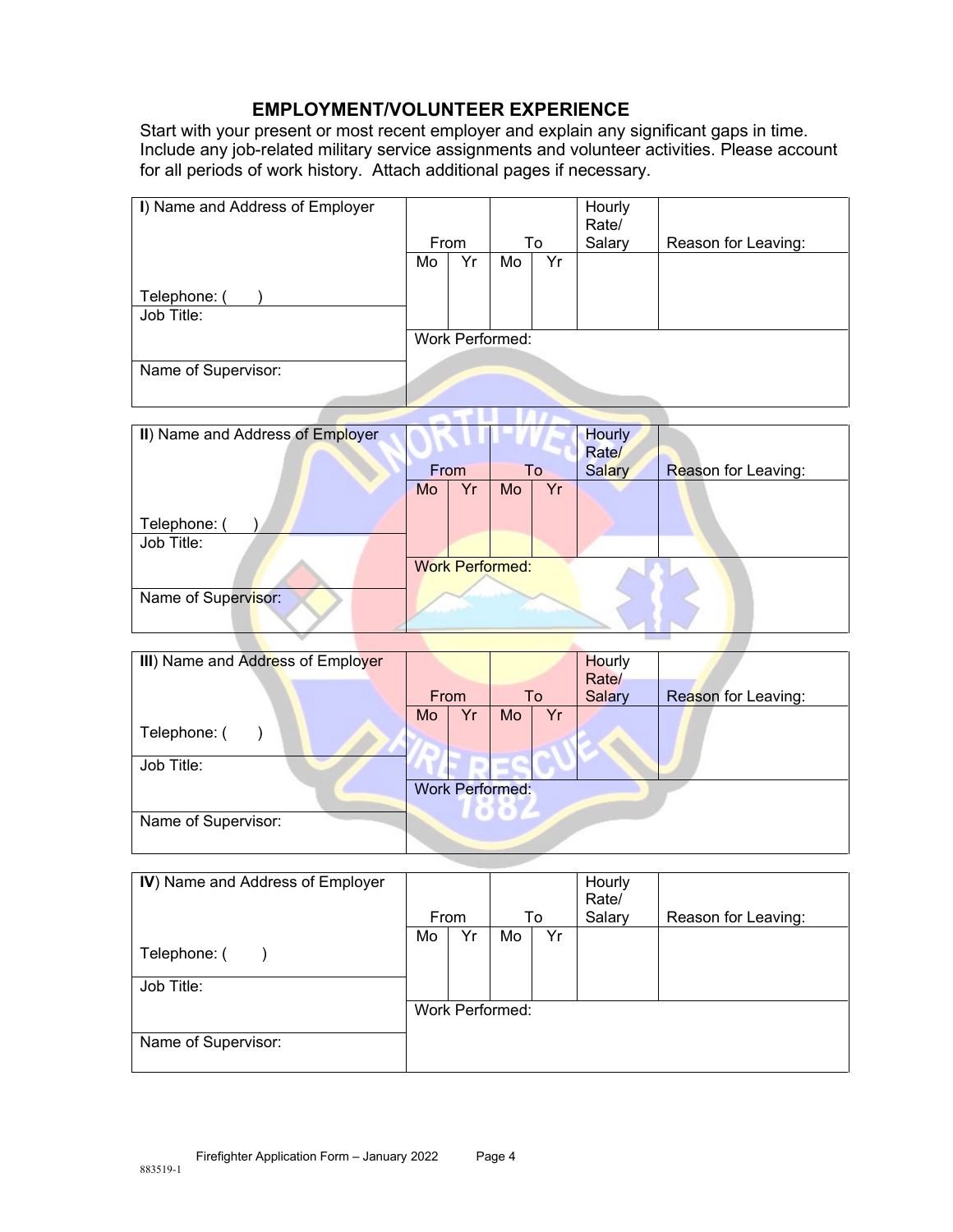## EMPLOYMENT/VOLUNTEER EXPERIENCE

Start with your present or most recent employer and explain any significant gaps in time. Include any job-related military service assignments and volunteer activities. Please account for all periods of work history. Attach additional pages if necessary.

| **I**) Name and Address of Employer | From | | To | | Hourly Rate/ Salary | Reason for Leaving: |
|---|---|---|---|---|---|---|
| Telephone: ( ) | Mo | Yr | Mo | Yr | | |
| Job Title: | Work Performed: | | | | | |
| Name of Supervisor: | | | | | | |

| **II**) Name and Address of Employer | From | | To | | Hourly Rate/ Salary | Reason for Leaving: |
|---|---|---|---|---|---|---|
| Telephone: ( ) | Mo | Yr | Mo | Yr | | |
| Job Title: | Work Performed: | | | | | |
| Name of Supervisor: | | | | | | |

| **III**) Name and Address of Employer | From | | To | | Hourly Rate/ Salary | Reason for Leaving: |
|---|---|---|---|---|---|---|
| Telephone: ( ) | Mo | Yr | Mo | Yr | | |
| Job Title: | Work Performed: | | | | | |
| Name of Supervisor: | | | | | | |

| **IV**) Name and Address of Employer | From | | To | | Hourly Rate/ Salary | Reason for Leaving: |
|---|---|---|---|---|---|---|
| Telephone: ( ) | Mo | Yr | Mo | Yr | | |
| Job Title: | Work Performed: | | | | | |
| Name of Supervisor: | | | | | | |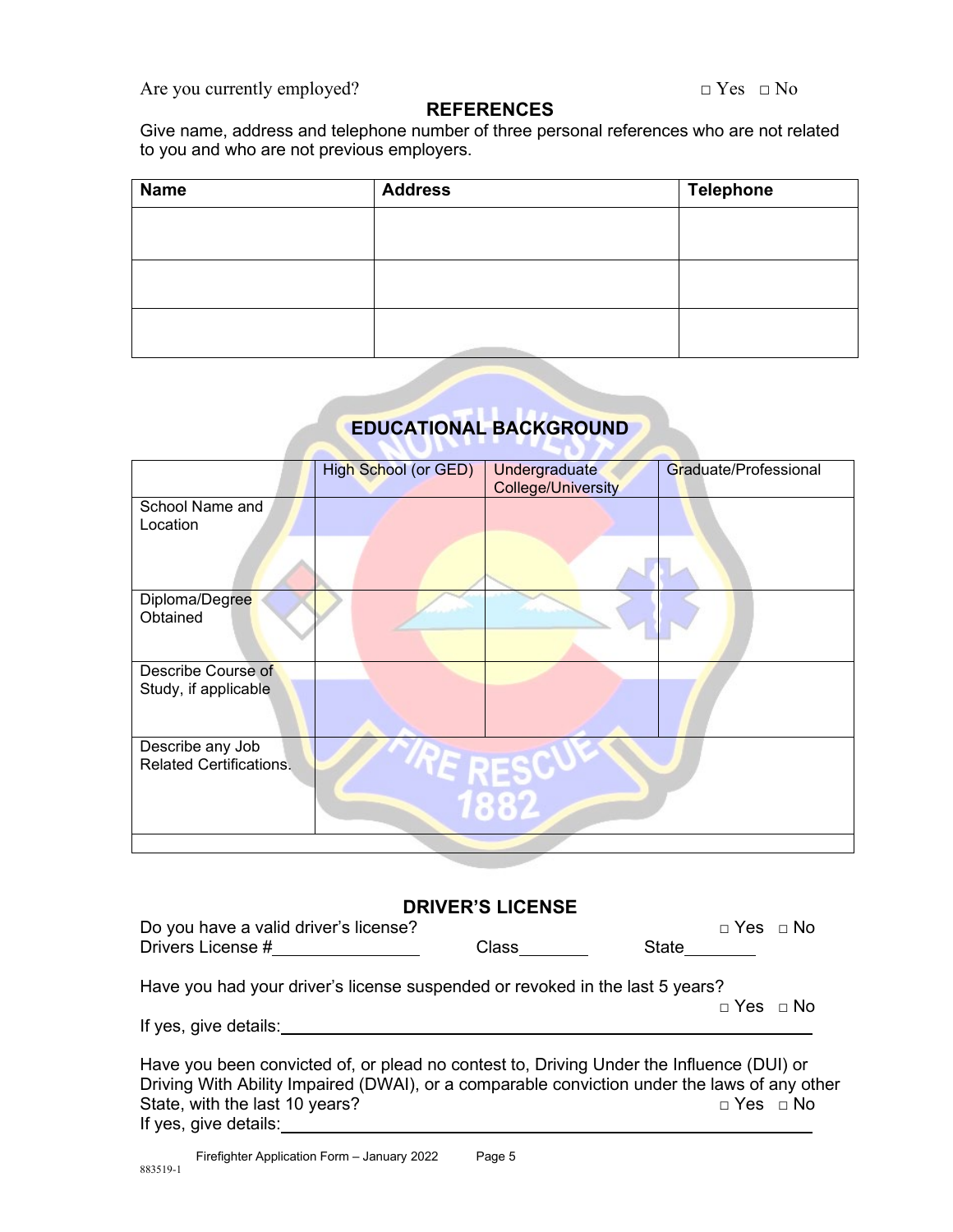Are you currently employed? □ Yes □ No

## REFERENCES

Give name, address and telephone number of three personal references who are not related to you and who are not previous employers.

| Name | Address | Telephone |
| --- | --- | --- |
| | | |
| | | |
| | | |

## EDUCATIONAL BACKGROUND

| | High School (or GED) | Undergraduate College/University | Graduate/Professional |
| --- | --- | --- | --- |
| School Name and Location | | | |
| Diploma/Degree Obtained | | | |
| Describe Course of Study, if applicable | | | |
| Describe any Job Related Certifications. | | | |

## DRIVER'S LICENSE

Do you have a valid driver's license? □ Yes □ No

Drivers License #________________ Class________ State________

Have you had your driver's license suspended or revoked in the last 5 years? □ Yes □ No

If yes, give details:________________________________________________

Have you been convicted of, or plead no contest to, Driving Under the Influence (DUI) or Driving With Ability Impaired (DWAI), or a comparable conviction under the laws of any other State, with the last 10 years? □ Yes □ No

If yes, give details:________________________________________________

Firefighter Application Form – January 2022

883519-1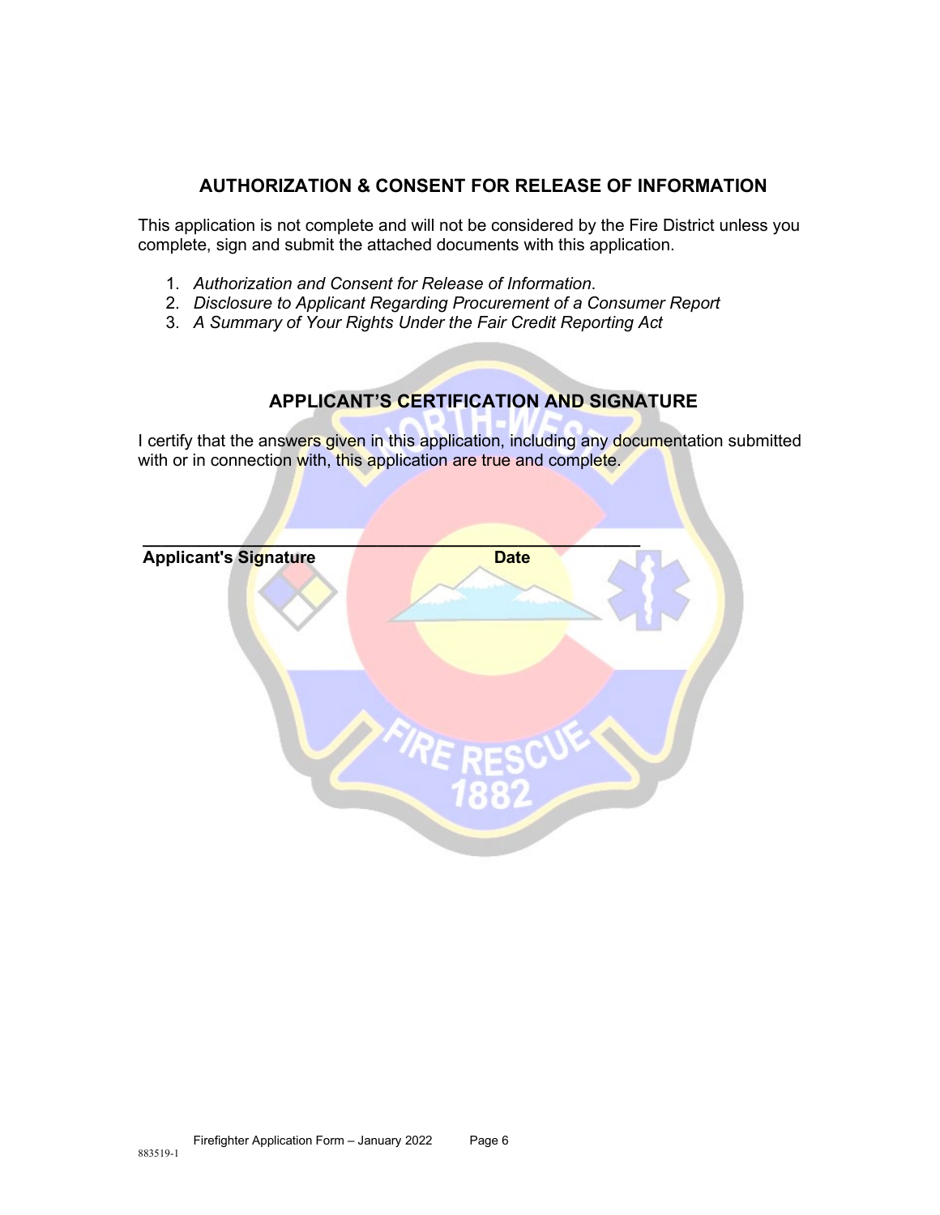## AUTHORIZATION & CONSENT FOR RELEASE OF INFORMATION

This application is not complete and will not be considered by the Fire District unless you complete, sign and submit the attached documents with this application.

1. *Authorization and Consent for Release of Information*.
2. *Disclosure to Applicant Regarding Procurement of a Consumer Report*
3. *A Summary of Your Rights Under the Fair Credit Reporting Act*

## APPLICANT'S CERTIFICATION AND SIGNATURE

I certify that the answers given in this application, including any documentation submitted with or in connection with, this application are true and complete.

\_\_\_\_\_\_\_\_\_\_\_\_\_\_\_\_\_\_\_\_\_\_\_\_\_\_\_\_\_\_\_\_\_\_\_\_\_\_\_\_\_\_\_\_\_\_\_\_\_\_\_\_\_\_\_\_

**Applicant's Signature** **Date**

883519-1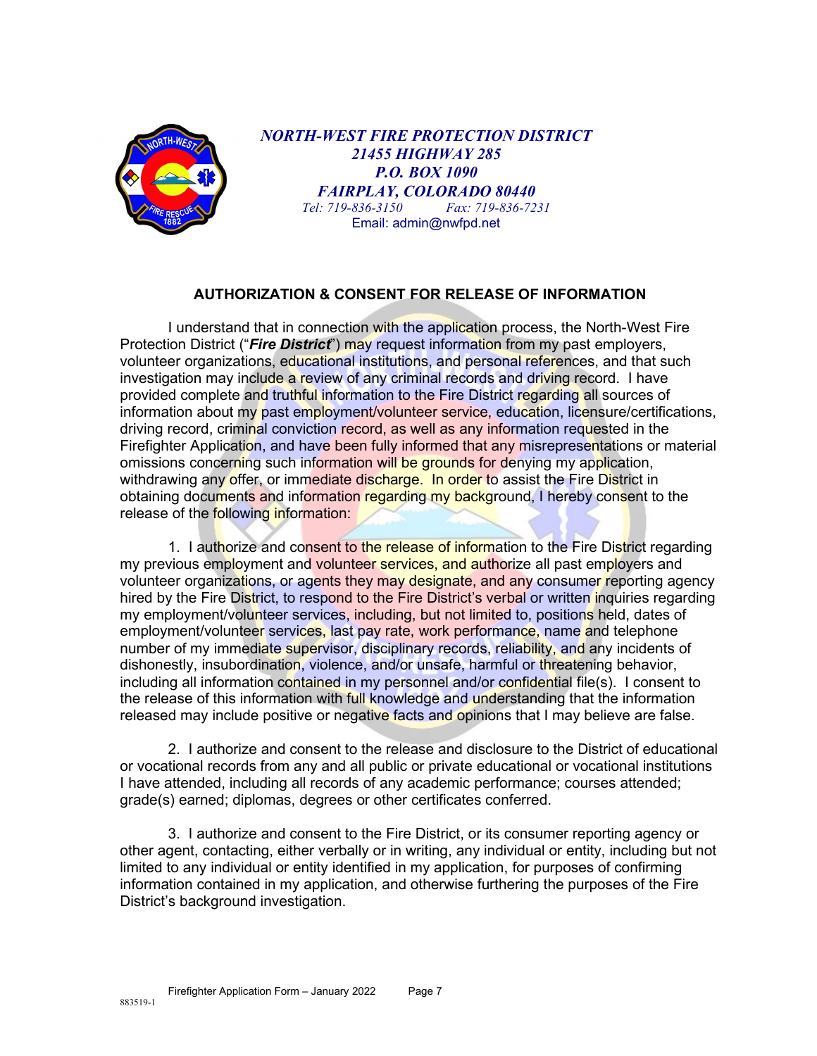*NORTH-WEST FIRE PROTECTION DISTRICT*
*21455 HIGHWAY 285*
*P.O. BOX 1090*
*FAIRPLAY, COLORADO 80440*
*Tel: 719-836-3150    Fax: 719-836-7231*
Email: admin@nwfpd.net

## AUTHORIZATION & CONSENT FOR RELEASE OF INFORMATION

I understand that in connection with the application process, the North-West Fire Protection District ("***Fire District***") may request information from my past employers, volunteer organizations, educational institutions, and personal references, and that such investigation may include a review of any criminal records and driving record. I have provided complete and truthful information to the Fire District regarding all sources of information about my past employment/volunteer service, education, licensure/certifications, driving record, criminal conviction record, as well as any information requested in the Firefighter Application, and have been fully informed that any misrepresentations or material omissions concerning such information will be grounds for denying my application, withdrawing any offer, or immediate discharge. In order to assist the Fire District in obtaining documents and information regarding my background, I hereby consent to the release of the following information:

1. I authorize and consent to the release of information to the Fire District regarding my previous employment and volunteer services, and authorize all past employers and volunteer organizations, or agents they may designate, and any consumer reporting agency hired by the Fire District, to respond to the Fire District's verbal or written inquiries regarding my employment/volunteer services, including, but not limited to, positions held, dates of employment/volunteer services, last pay rate, work performance, name and telephone number of my immediate supervisor, disciplinary records, reliability, and any incidents of dishonesty, insubordination, violence, and/or unsafe, harmful or threatening behavior, including all information contained in my personnel and/or confidential file(s). I consent to the release of this information with full knowledge and understanding that the information released may include positive or negative facts and opinions that I may believe are false.

2. I authorize and consent to the release and disclosure to the District of educational or vocational records from any and all public or private educational or vocational institutions I have attended, including all records of any academic performance; courses attended; grade(s) earned; diplomas, degrees or other certificates conferred.

3. I authorize and consent to the Fire District, or its consumer reporting agency or other agent, contacting, either verbally or in writing, any individual or entity, including but not limited to any individual or entity identified in my application, for purposes of confirming information contained in my application, and otherwise furthering the purposes of the Fire District's background investigation.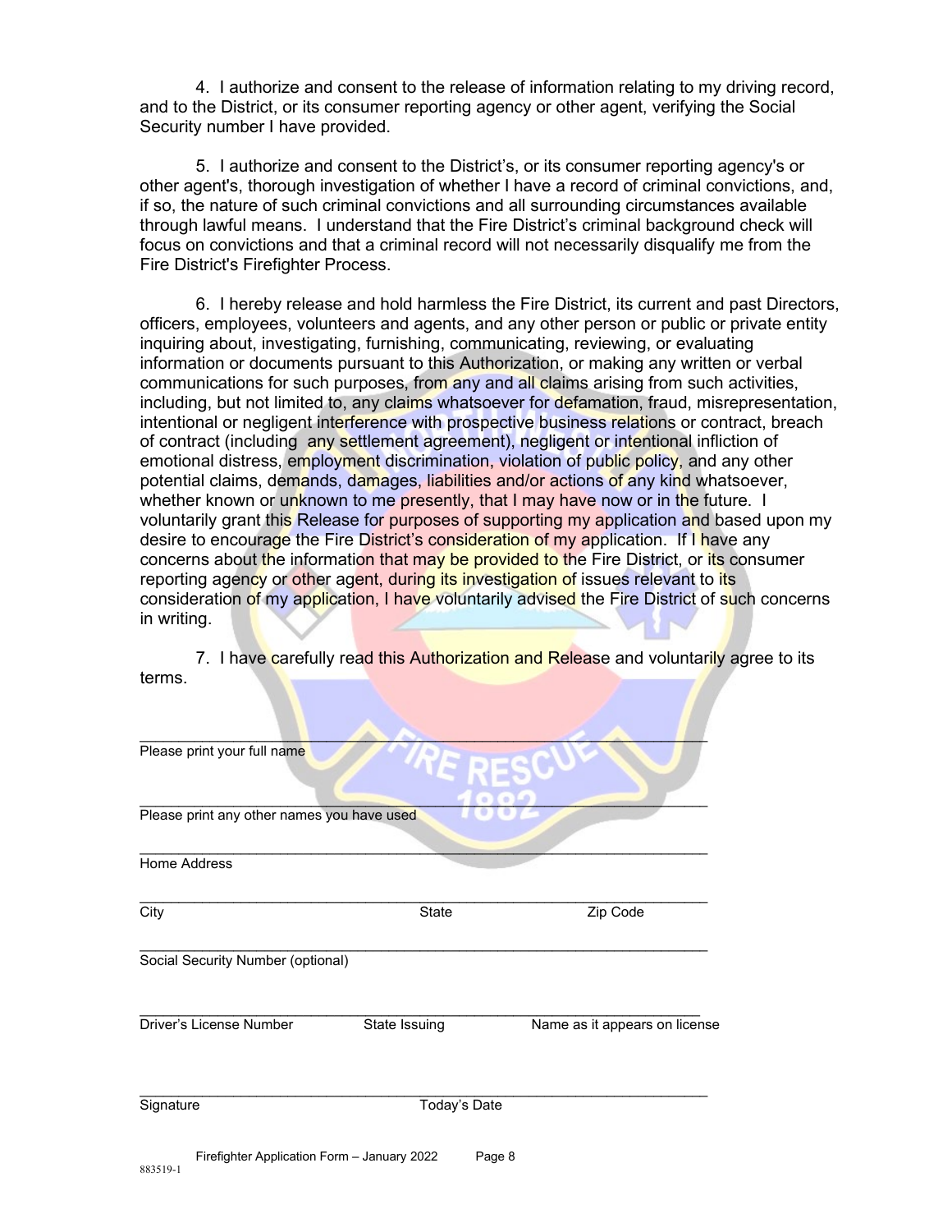4. I authorize and consent to the release of information relating to my driving record, and to the District, or its consumer reporting agency or other agent, verifying the Social Security number I have provided.

5. I authorize and consent to the District's, or its consumer reporting agency's or other agent's, thorough investigation of whether I have a record of criminal convictions, and, if so, the nature of such criminal convictions and all surrounding circumstances available through lawful means. I understand that the Fire District's criminal background check will focus on convictions and that a criminal record will not necessarily disqualify me from the Fire District's Firefighter Process.

6. I hereby release and hold harmless the Fire District, its current and past Directors, officers, employees, volunteers and agents, and any other person or public or private entity inquiring about, investigating, furnishing, communicating, reviewing, or evaluating information or documents pursuant to this Authorization, or making any written or verbal communications for such purposes, from any and all claims arising from such activities, including, but not limited to, any claims whatsoever for defamation, fraud, misrepresentation, intentional or negligent interference with prospective business relations or contract, breach of contract (including any settlement agreement), negligent or intentional infliction of emotional distress, employment discrimination, violation of public policy, and any other potential claims, demands, damages, liabilities and/or actions of any kind whatsoever, whether known or unknown to me presently, that I may have now or in the future. I voluntarily grant this Release for purposes of supporting my application and based upon my desire to encourage the Fire District's consideration of my application. If I have any concerns about the information that may be provided to the Fire District, or its consumer reporting agency or other agent, during its investigation of issues relevant to its consideration of my application, I have voluntarily advised the Fire District of such concerns in writing.

7. I have carefully read this Authorization and Release and voluntarily agree to its terms.

\_\_\_\_\_\_\_\_\_\_\_\_\_\_\_\_\_\_\_\_\_\_\_\_\_\_\_\_\_\_\_\_\_\_\_\_\_\_\_\_\_\_\_\_\_\_\_\_\_\_\_\_\_\_\_\_\_\_\_\_\_\_
Please print your full name

\_\_\_\_\_\_\_\_\_\_\_\_\_\_\_\_\_\_\_\_\_\_\_\_\_\_\_\_\_\_\_\_\_\_\_\_\_\_\_\_\_\_\_\_\_\_\_\_\_\_\_\_\_\_\_\_\_\_\_\_\_\_
Please print any other names you have used

\_\_\_\_\_\_\_\_\_\_\_\_\_\_\_\_\_\_\_\_\_\_\_\_\_\_\_\_\_\_\_\_\_\_\_\_\_\_\_\_\_\_\_\_\_\_\_\_\_\_\_\_\_\_\_\_\_\_\_\_\_\_
Home Address

\_\_\_\_\_\_\_\_\_\_\_\_\_\_\_\_\_\_\_\_\_\_\_\_\_\_\_\_\_\_\_\_\_\_\_\_\_\_\_\_\_\_\_\_\_\_\_\_\_\_\_\_\_\_\_\_\_\_\_\_\_\_
City State Zip Code

\_\_\_\_\_\_\_\_\_\_\_\_\_\_\_\_\_\_\_\_\_\_\_\_\_\_\_\_\_\_\_\_\_\_\_\_\_\_\_\_\_\_\_\_\_\_\_\_\_\_\_\_\_\_\_\_\_\_\_\_\_\_
Social Security Number (optional)

\_\_\_\_\_\_\_\_\_\_\_\_\_\_\_\_\_\_\_\_\_\_\_\_\_\_\_\_\_\_\_\_\_\_\_\_\_\_\_\_\_\_\_\_\_\_\_\_\_\_\_\_\_\_\_\_\_\_\_\_\_\_
Driver's License Number State Issuing Name as it appears on license

\_\_\_\_\_\_\_\_\_\_\_\_\_\_\_\_\_\_\_\_\_\_\_\_\_\_\_\_\_\_\_\_\_\_\_\_\_\_\_\_\_\_\_\_\_\_\_\_\_\_\_\_\_\_\_\_\_\_\_\_\_\_
Signature Today's Date

883519-1